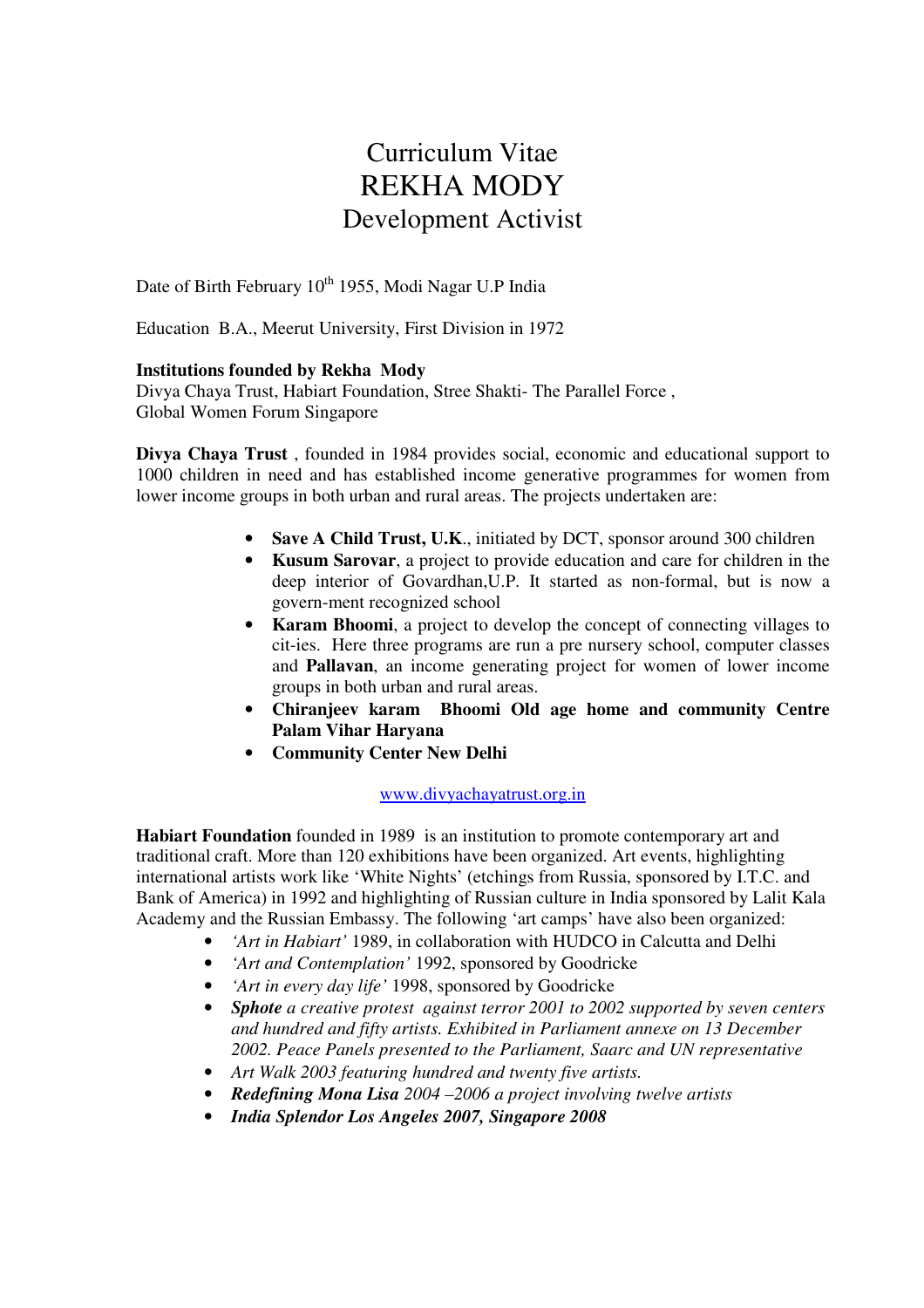# Curriculum Vitae
# REKHA MODY
## Development Activist

Date of Birth February 10th 1955, Modi Nagar U.P India

Education B.A., Meerut University, First Division in 1972

**Institutions founded by Rekha Mody**
Divya Chaya Trust, Habiart Foundation, Stree Shakti- The Parallel Force , Global Women Forum Singapore

**Divya Chaya Trust** , founded in 1984 provides social, economic and educational support to 1000 children in need and has established income generative programmes for women from lower income groups in both urban and rural areas. The projects undertaken are:

- **Save A Child Trust, U.K.**, initiated by DCT, sponsor around 300 children
- **Kusum Sarovar**, a project to provide education and care for children in the deep interior of Govardhan,U.P. It started as non-formal, but is now a govern-ment recognized school
- **Karam Bhoomi**, a project to develop the concept of connecting villages to cit-ies. Here three programs are run a pre nursery school, computer classes and **Pallavan**, an income generating project for women of lower income groups in both urban and rural areas.
- **Chiranjeev karam Bhoomi Old age home and community Centre Palam Vihar Haryana**
- **Community Center New Delhi**

www.divyachayatrust.org.in

**Habiart Foundation** founded in 1989 is an institution to promote contemporary art and traditional craft. More than 120 exhibitions have been organized. Art events, highlighting international artists work like 'White Nights' (etchings from Russia, sponsored by I.T.C. and Bank of America) in 1992 and highlighting of Russian culture in India sponsored by Lalit Kala Academy and the Russian Embassy. The following 'art camps' have also been organized:

- *'Art in Habiart'* 1989, in collaboration with HUDCO in Calcutta and Delhi
- *'Art and Contemplation'* 1992, sponsored by Goodricke
- *'Art in every day life'* 1998, sponsored by Goodricke
- ***Sphote*** *a creative protest against terror 2001 to 2002 supported by seven centers and hundred and fifty artists. Exhibited in Parliament annexe on 13 December 2002. Peace Panels presented to the Parliament, Saarc and UN representative*
- *Art Walk 2003 featuring hundred and twenty five artists.*
- ***Redefining Mona Lisa*** *2004 –2006 a project involving twelve artists*
- ***India Splendor Los Angeles 2007, Singapore 2008***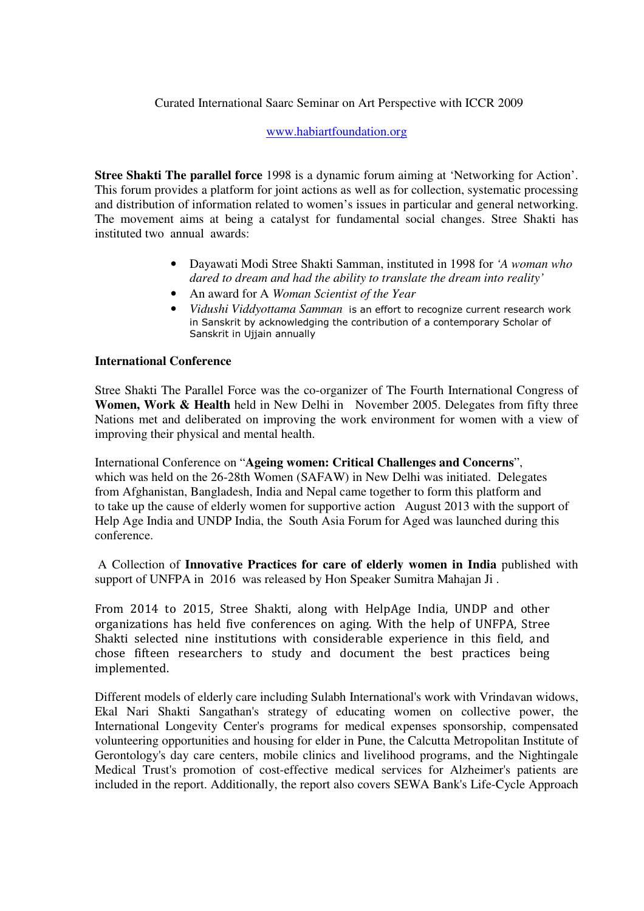Curated International Saarc Seminar on Art Perspective with ICCR 2009

www.habiartfoundation.org

**Stree Shakti The parallel force** 1998 is a dynamic forum aiming at 'Networking for Action'. This forum provides a platform for joint actions as well as for collection, systematic processing and distribution of information related to women's issues in particular and general networking. The movement aims at being a catalyst for fundamental social changes. Stree Shakti has instituted two annual awards:

- Dayawati Modi Stree Shakti Samman, instituted in 1998 for *'A woman who dared to dream and had the ability to translate the dream into reality'*
- An award for A *Woman Scientist of the Year*
- *Vidushi Viddyottama Samman* is an effort to recognize current research work in Sanskrit by acknowledging the contribution of a contemporary Scholar of Sanskrit in Ujjain annually

**International Conference**

Stree Shakti The Parallel Force was the co-organizer of The Fourth International Congress of **Women, Work & Health** held in New Delhi in November 2005. Delegates from fifty three Nations met and deliberated on improving the work environment for women with a view of improving their physical and mental health.

International Conference on "**Ageing women: Critical Challenges and Concerns**", which was held on the 26-28th Women (SAFAW) in New Delhi was initiated. Delegates from Afghanistan, Bangladesh, India and Nepal came together to form this platform and to take up the cause of elderly women for supportive action August 2013 with the support of Help Age India and UNDP India, the South Asia Forum for Aged was launched during this conference.

A Collection of **Innovative Practices for care of elderly women in India** published with support of UNFPA in 2016 was released by Hon Speaker Sumitra Mahajan Ji .

From 2014 to 2015, Stree Shakti, along with HelpAge India, UNDP and other organizations has held five conferences on aging. With the help of UNFPA, Stree Shakti selected nine institutions with considerable experience in this field, and chose fifteen researchers to study and document the best practices being implemented.

Different models of elderly care including Sulabh International's work with Vrindavan widows, Ekal Nari Shakti Sangathan's strategy of educating women on collective power, the International Longevity Center's programs for medical expenses sponsorship, compensated volunteering opportunities and housing for elder in Pune, the Calcutta Metropolitan Institute of Gerontology's day care centers, mobile clinics and livelihood programs, and the Nightingale Medical Trust's promotion of cost-effective medical services for Alzheimer's patients are included in the report. Additionally, the report also covers SEWA Bank's Life-Cycle Approach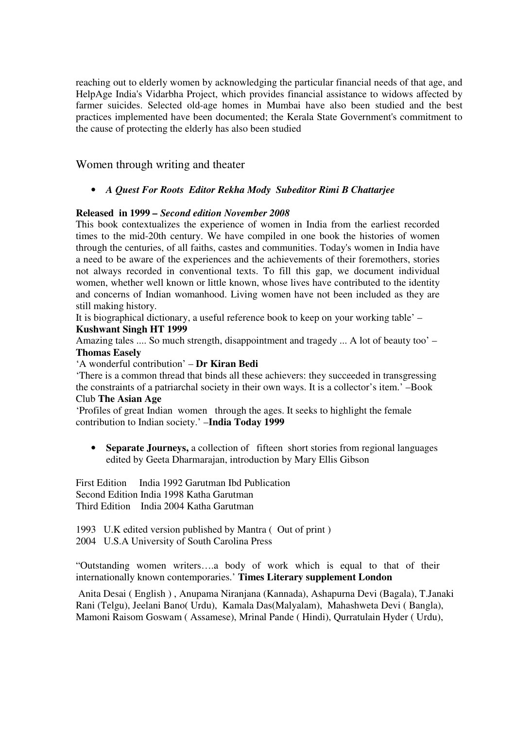reaching out to elderly women by acknowledging the particular financial needs of that age, and HelpAge India's Vidarbha Project, which provides financial assistance to widows affected by farmer suicides. Selected old-age homes in Mumbai have also been studied and the best practices implemented have been documented; the Kerala State Government's commitment to the cause of protecting the elderly has also been studied

## Women through writing and theater

- ***A Quest For Roots Editor Rekha Mody Subeditor Rimi B Chattarjee***

**Released in 1999 –** ***Second edition November 2008***

This book contextualizes the experience of women in India from the earliest recorded times to the mid-20th century. We have compiled in one book the histories of women through the centuries, of all faiths, castes and communities. Today's women in India have a need to be aware of the experiences and the achievements of their foremothers, stories not always recorded in conventional texts. To fill this gap, we document individual women, whether well known or little known, whose lives have contributed to the identity and concerns of Indian womanhood. Living women have not been included as they are still making history.

It is biographical dictionary, a useful reference book to keep on your working table' – **Kushwant Singh HT 1999**

Amazing tales .... So much strength, disappointment and tragedy ... A lot of beauty too' – **Thomas Easely**

'A wonderful contribution' – **Dr Kiran Bedi**

'There is a common thread that binds all these achievers: they succeeded in transgressing the constraints of a patriarchal society in their own ways. It is a collector's item.' –Book Club **The Asian Age**

'Profiles of great Indian women through the ages. It seeks to highlight the female contribution to Indian society.' –**India Today 1999**

- **Separate Journeys,** a collection of fifteen short stories from regional languages edited by Geeta Dharmarajan, introduction by Mary Ellis Gibson

First Edition India 1992 Garutman Ibd Publication
Second Edition India 1998 Katha Garutman
Third Edition India 2004 Katha Garutman

1993 U.K edited version published by Mantra ( Out of print )
2004 U.S.A University of South Carolina Press

"Outstanding women writers….a body of work which is equal to that of their internationally known contemporaries.' **Times Literary supplement London**

Anita Desai ( English ) , Anupama Niranjana (Kannada), Ashapurna Devi (Bagala), T.Janaki Rani (Telgu), Jeelani Bano( Urdu), Kamala Das(Malyalam), Mahashweta Devi ( Bangla), Mamoni Raisom Goswam ( Assamese), Mrinal Pande ( Hindi), Qurratulain Hyder ( Urdu),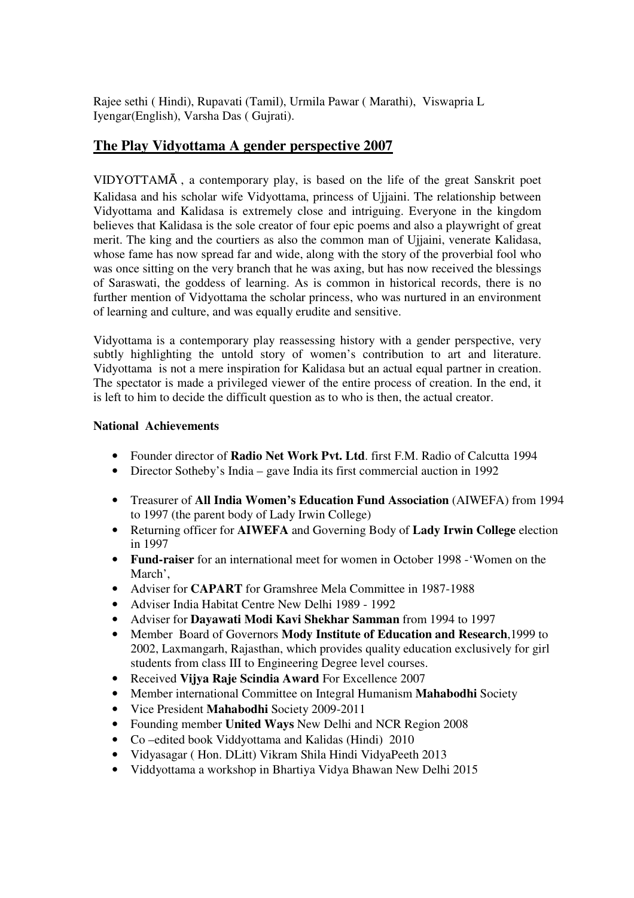Rajee sethi ( Hindi), Rupavati (Tamil), Urmila Pawar ( Marathi), Viswapria L Iyengar(English), Varsha Das ( Gujrati).

## The Play Vidyottama A gender perspective 2007

VIDYOTTAMĀ , a contemporary play, is based on the life of the great Sanskrit poet Kalidasa and his scholar wife Vidyottama, princess of Ujjaini. The relationship between Vidyottama and Kalidasa is extremely close and intriguing. Everyone in the kingdom believes that Kalidasa is the sole creator of four epic poems and also a playwright of great merit. The king and the courtiers as also the common man of Ujjaini, venerate Kalidasa, whose fame has now spread far and wide, along with the story of the proverbial fool who was once sitting on the very branch that he was axing, but has now received the blessings of Saraswati, the goddess of learning. As is common in historical records, there is no further mention of Vidyottama the scholar princess, who was nurtured in an environment of learning and culture, and was equally erudite and sensitive.

Vidyottama is a contemporary play reassessing history with a gender perspective, very subtly highlighting the untold story of women's contribution to art and literature. Vidyottama is not a mere inspiration for Kalidasa but an actual equal partner in creation. The spectator is made a privileged viewer of the entire process of creation. In the end, it is left to him to decide the difficult question as to who is then, the actual creator.

**National Achievements**

- Founder director of **Radio Net Work Pvt. Ltd**. first F.M. Radio of Calcutta 1994
- Director Sotheby's India – gave India its first commercial auction in 1992
- Treasurer of **All India Women's Education Fund Association** (AIWEFA) from 1994 to 1997 (the parent body of Lady Irwin College)
- Returning officer for **AIWEFA** and Governing Body of **Lady Irwin College** election in 1997
- **Fund-raiser** for an international meet for women in October 1998 -'Women on the March',
- Adviser for **CAPART** for Gramshree Mela Committee in 1987-1988
- Adviser India Habitat Centre New Delhi 1989 - 1992
- Adviser for **Dayawati Modi Kavi Shekhar Samman** from 1994 to 1997
- Member Board of Governors **Mody Institute of Education and Research**,1999 to 2002, Laxmangarh, Rajasthan, which provides quality education exclusively for girl students from class III to Engineering Degree level courses.
- Received **Vijya Raje Scindia Award** For Excellence 2007
- Member international Committee on Integral Humanism **Mahabodhi** Society
- Vice President **Mahabodhi** Society 2009-2011
- Founding member **United Ways** New Delhi and NCR Region 2008
- Co –edited book Viddyottama and Kalidas (Hindi) 2010
- Vidyasagar ( Hon. DLitt) Vikram Shila Hindi VidyaPeeth 2013
- Viddyottama a workshop in Bhartiya Vidya Bhawan New Delhi 2015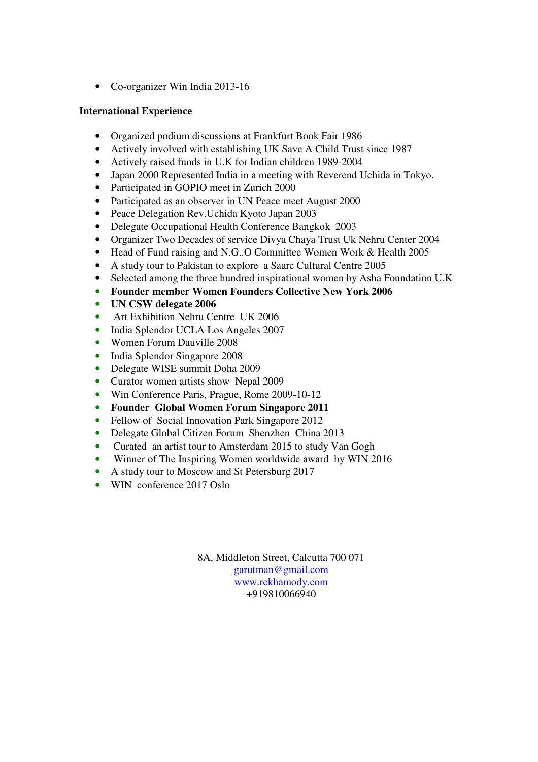- Co-organizer Win India 2013-16

**International Experience**

- Organized podium discussions at Frankfurt Book Fair 1986
- Actively involved with establishing UK Save A Child Trust since 1987
- Actively raised funds in U.K for Indian children 1989-2004
- Japan 2000 Represented India in a meeting with Reverend Uchida in Tokyo.
- Participated in GOPIO meet in Zurich 2000
- Participated as an observer in UN Peace meet August 2000
- Peace Delegation Rev.Uchida Kyoto Japan 2003
- Delegate Occupational Health Conference Bangkok 2003
- Organizer Two Decades of service Divya Chaya Trust Uk Nehru Center 2004
- Head of Fund raising and N.G..O Committee Women Work & Health 2005
- A study tour to Pakistan to explore a Saarc Cultural Centre 2005
- Selected among the three hundred inspirational women by Asha Foundation U.K
- **Founder member Women Founders Collective New York 2006**
- **UN CSW delegate 2006**
- Art Exhibition Nehru Centre UK 2006
- India Splendor UCLA Los Angeles 2007
- Women Forum Dauville 2008
- India Splendor Singapore 2008
- Delegate WISE summit Doha 2009
- Curator women artists show Nepal 2009
- Win Conference Paris, Prague, Rome 2009-10-12
- **Founder Global Women Forum Singapore 2011**
- Fellow of Social Innovation Park Singapore 2012
- Delegate Global Citizen Forum Shenzhen China 2013
- Curated an artist tour to Amsterdam 2015 to study Van Gogh
- Winner of The Inspiring Women worldwide award by WIN 2016
- A study tour to Moscow and St Petersburg 2017
- WIN conference 2017 Oslo

8A, Middleton Street, Calcutta 700 071
garutman@gmail.com
www.rekhamody.com
+919810066940